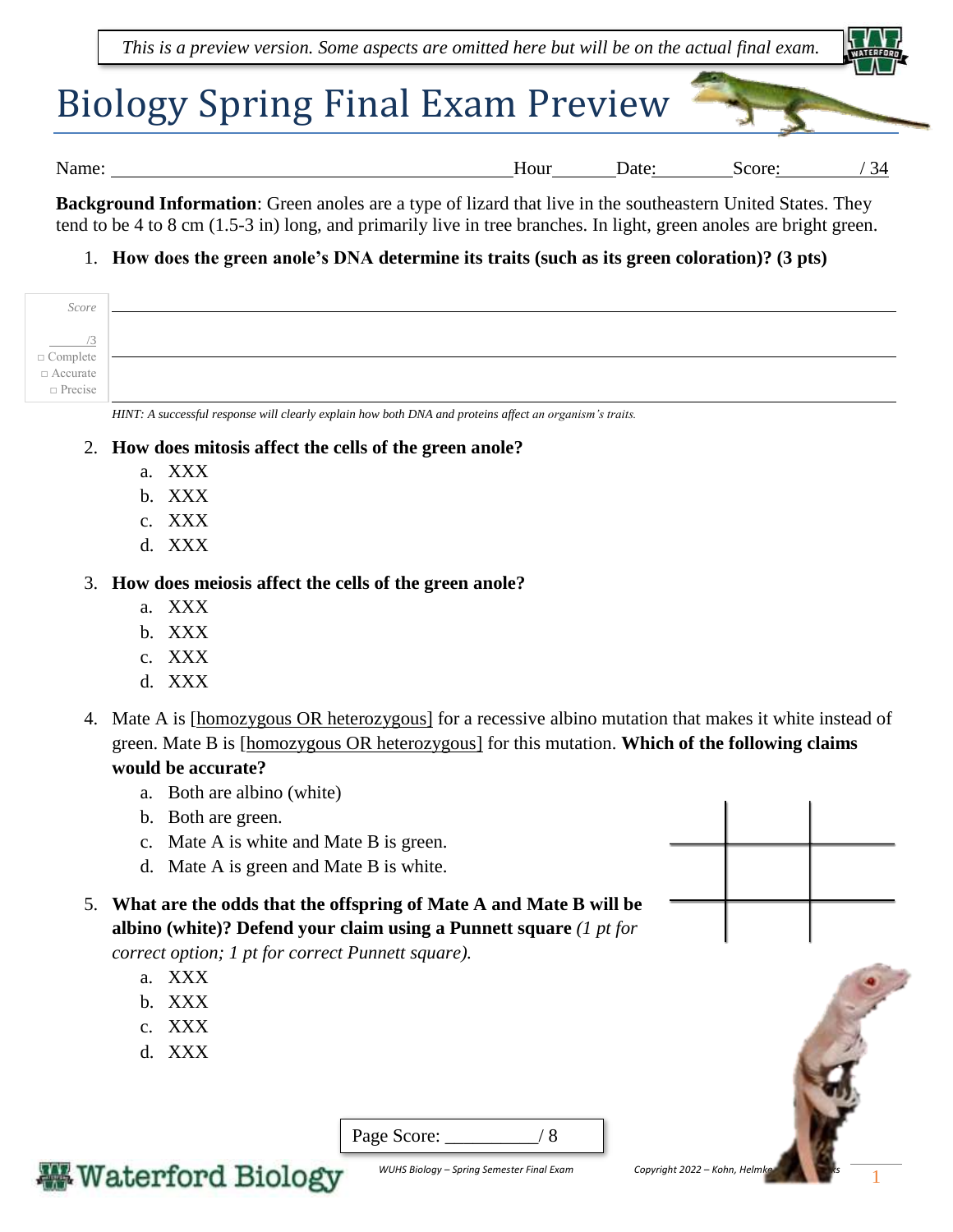*This is a preview version. Some aspects are omitted here but will be on the actual final exam.*

# Biology Spring Final Exam Preview

Name: ______________________________ Hour______ Date:________ Score:________ / 34

**Background Information**: Green anoles are a type of lizard that live in the southeastern United States. They tend to be 4 to 8 cm (1.5-3 in) long, and primarily live in tree branches. In light, green anoles are bright green.

1. **How does the green anole's DNA determine its traits (such as its green coloration)? (3 pts)**

*Score* ____/3
□ Complete
□ Accurate
□ Precise

______________________________________________________________________

______________________________________________________________________

*HINT: A successful response will clearly explain how both DNA and proteins affect an organism's traits.*

2. **How does mitosis affect the cells of the green anole?**
   a. XXX
   b. XXX
   c. XXX
   d. XXX

3. **How does meiosis affect the cells of the green anole?**
   a. XXX
   b. XXX
   c. XXX
   d. XXX

4. Mate A is [homozygous OR heterozygous] for a recessive albino mutation that makes it white instead of green. Mate B is [homozygous OR heterozygous] for this mutation. **Which of the following claims would be accurate?**
   a. Both are albino (white)
   b. Both are green.
   c. Mate A is white and Mate B is green.
   d. Mate A is green and Mate B is white.

5. **What are the odds that the offspring of Mate A and Mate B will be albino (white)? Defend your claim using a Punnett square** *(1 pt for correct option; 1 pt for correct Punnett square).*
   a. XXX
   b. XXX
   c. XXX
   d. XXX

|  |  |  |
|---|---|---|
|  |  |  |
|  |  |  |

Page Score: __________/ 8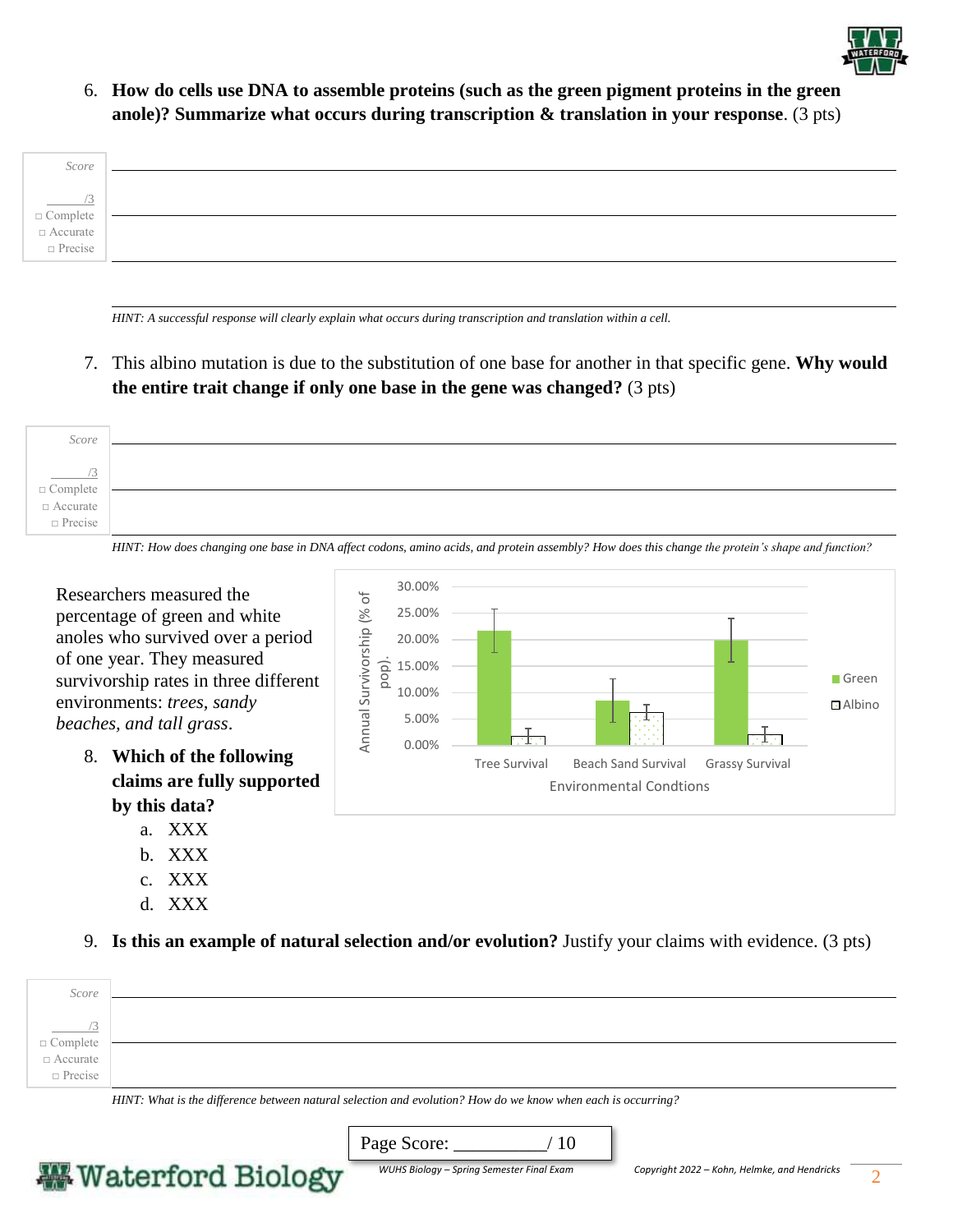6. **How do cells use DNA to assemble proteins (such as the green pigment proteins in the green anole)? Summarize what occurs during transcription & translation in your response**. (3 pts)

Score ___/3
□ Complete
□ Accurate
□ Precise

_HINT: A successful response will clearly explain what occurs during transcription and translation within a cell._

7. This albino mutation is due to the substitution of one base for another in that specific gene. **Why would the entire trait change if only one base in the gene was changed?** (3 pts)

Score ___/3
□ Complete
□ Accurate
□ Precise

_HINT: How does changing one base in DNA affect codons, amino acids, and protein assembly? How does this change the protein's shape and function?_

Researchers measured the percentage of green and white anoles who survived over a period of one year. They measured survivorship rates in three different environments: _trees, sandy beaches, and tall grass_.

Annual Survivorship (% of pop). by Environmental Condtions (Green / Albino): Tree Survival, Beach Sand Survival, Grassy Survival. Y-axis: 0.00%, 5.00%, 10.00%, 15.00%, 20.00%, 25.00%, 30.00%.

8. **Which of the following claims are fully supported by this data?**
   a. XXX
   b. XXX
   c. XXX
   d. XXX

9. **Is this an example of natural selection and/or evolution?** Justify your claims with evidence. (3 pts)

Score ___/3
□ Complete
□ Accurate
□ Precise

_HINT: What is the difference between natural selection and evolution? How do we know when each is occurring?_

Page Score: __________/ 10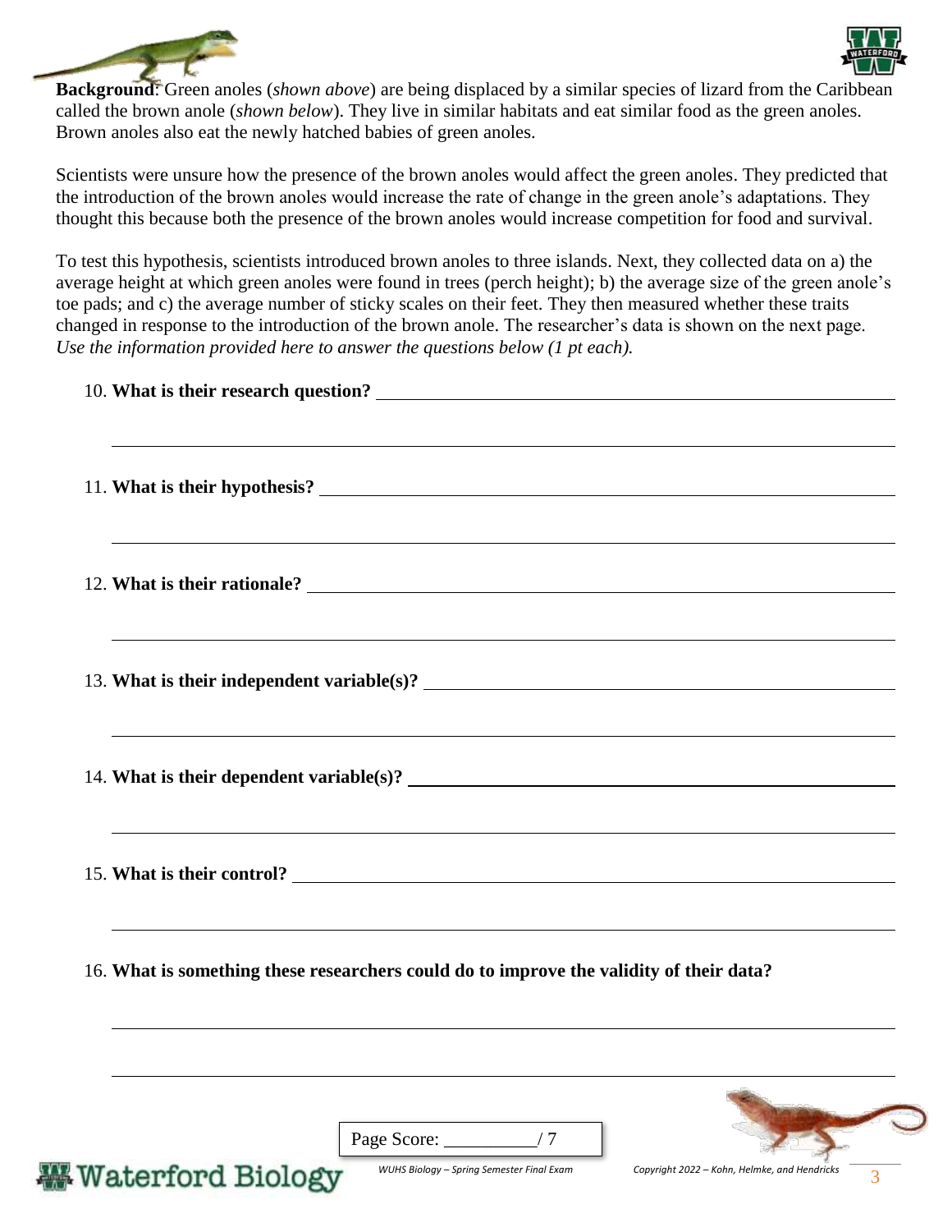**Background**: Green anoles (*shown above*) are being displaced by a similar species of lizard from the Caribbean called the brown anole (*shown below*). They live in similar habitats and eat similar food as the green anoles. Brown anoles also eat the newly hatched babies of green anoles.

Scientists were unsure how the presence of the brown anoles would affect the green anoles. They predicted that the introduction of the brown anoles would increase the rate of change in the green anole's adaptations. They thought this because both the presence of the brown anoles would increase competition for food and survival.

To test this hypothesis, scientists introduced brown anoles to three islands. Next, they collected data on a) the average height at which green anoles were found in trees (perch height); b) the average size of the green anole's toe pads; and c) the average number of sticky scales on their feet. They then measured whether these traits changed in response to the introduction of the brown anole. The researcher's data is shown on the next page. *Use the information provided here to answer the questions below (1 pt each).*

10. **What is their research question?** ______________________________________________

______________________________________________

11. **What is their hypothesis?** ______________________________________________

______________________________________________

12. **What is their rationale?** ______________________________________________

______________________________________________

13. **What is their independent variable(s)?** ______________________________________________

______________________________________________

14. **What is their dependent variable(s)?** ______________________________________________

______________________________________________

15. **What is their control?** ______________________________________________

______________________________________________

16. **What is something these researchers could do to improve the validity of their data?**

______________________________________________

______________________________________________

Page Score: __________/ 7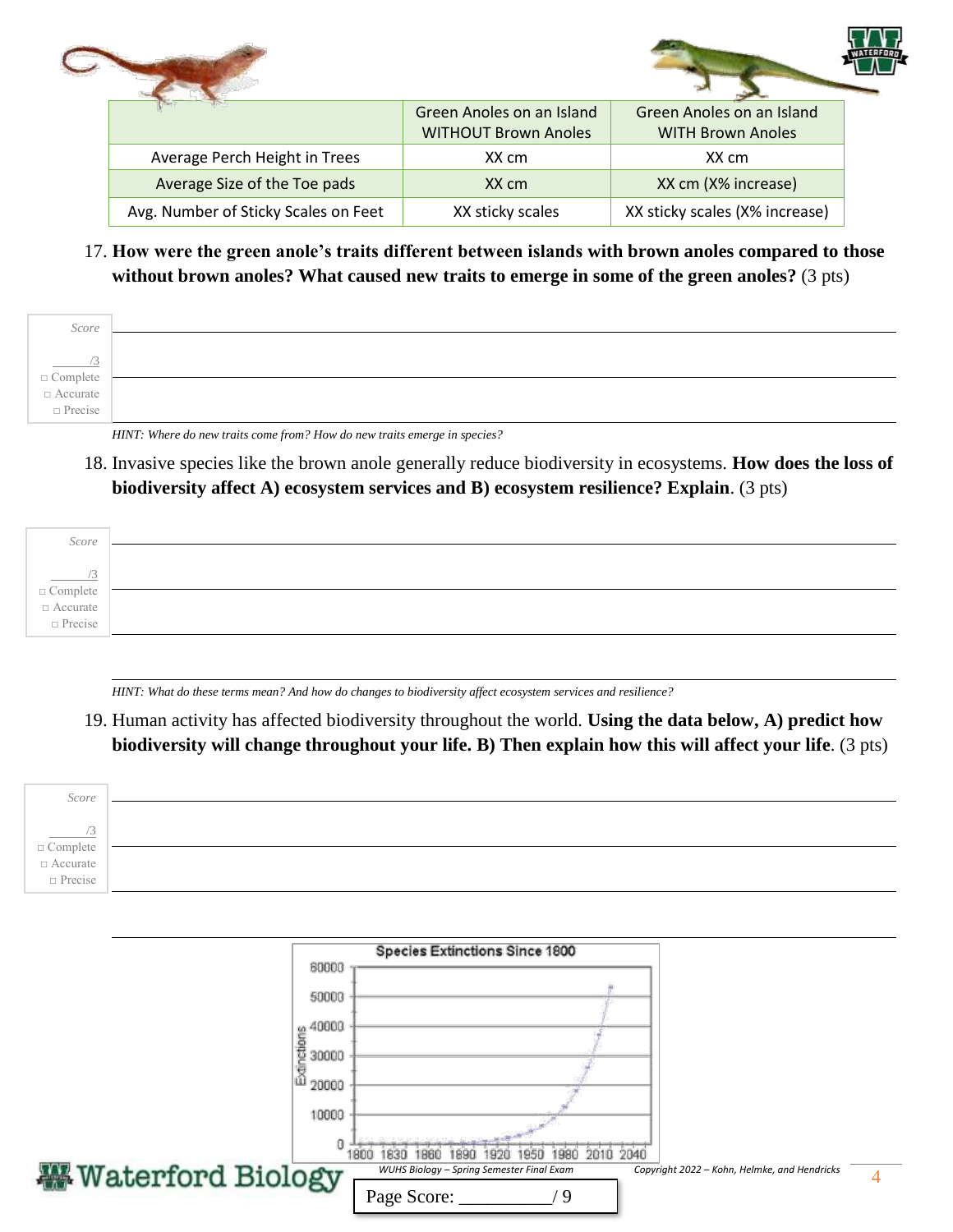| | Green Anoles on an Island WITHOUT Brown Anoles | Green Anoles on an Island WITH Brown Anoles |
|---|---|---|
| Average Perch Height in Trees | XX cm | XX cm |
| Average Size of the Toe pads | XX cm | XX cm (X% increase) |
| Avg. Number of Sticky Scales on Feet | XX sticky scales | XX sticky scales (X% increase) |

17. **How were the green anole's traits different between islands with brown anoles compared to those without brown anoles? What caused new traits to emerge in some of the green anoles?** (3 pts)

Score ___/3
□ Complete
□ Accurate
□ Precise

*HINT: Where do new traits come from? How do new traits emerge in species?*

18. Invasive species like the brown anole generally reduce biodiversity in ecosystems. **How does the loss of biodiversity affect A) ecosystem services and B) ecosystem resilience? Explain**. (3 pts)

Score ___/3
□ Complete
□ Accurate
□ Precise

*HINT: What do these terms mean? And how do changes to biodiversity affect ecosystem services and resilience?*

19. Human activity has affected biodiversity throughout the world. **Using the data below, A) predict how biodiversity will change throughout your life. B) Then explain how this will affect your life**. (3 pts)

Score ___/3
□ Complete
□ Accurate
□ Precise

Species Extinctions Since 1800

Extinctions

60000
50000
40000
30000
20000
10000
0

1800 1830 1860 1890 1920 1950 1980 2010 2040

Page Score: __________/ 9